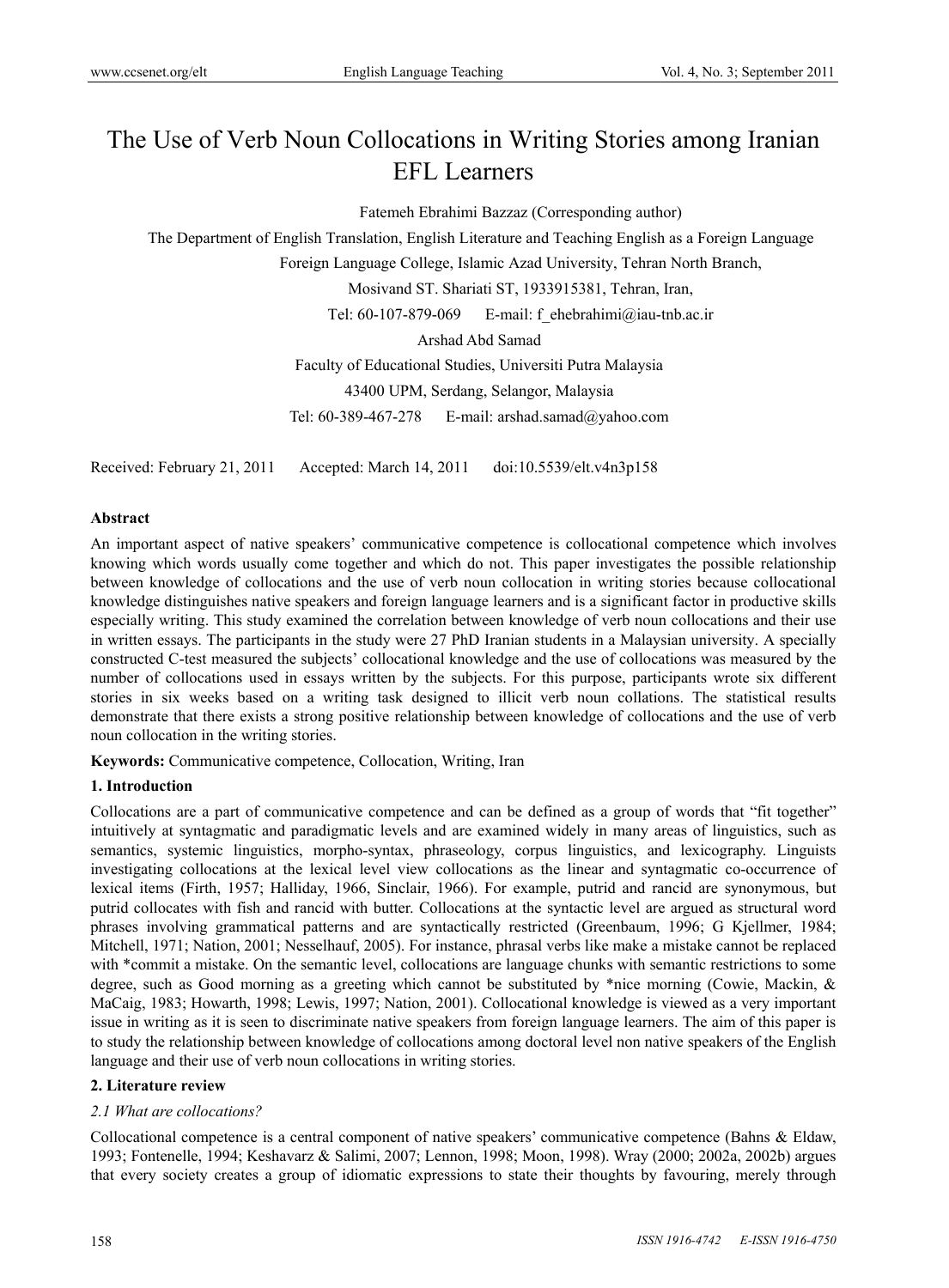# The Use of Verb Noun Collocations in Writing Stories among Iranian EFL Learners

Fatemeh Ebrahimi Bazzaz (Corresponding author)

The Department of English Translation, English Literature and Teaching English as a Foreign Language

Foreign Language College, Islamic Azad University, Tehran North Branch,

Mosivand ST. Shariati ST, 1933915381, Tehran, Iran,

Tel: 60-107-879-069 E-mail: f_ehebrahimi@iau-tnb.ac.ir

Arshad Abd Samad

Faculty of Educational Studies, Universiti Putra Malaysia

43400 UPM, Serdang, Selangor, Malaysia

Tel: 60-389-467-278 E-mail: arshad.samad@yahoo.com

Received: February 21, 2011 Accepted: March 14, 2011 doi:10.5539/elt.v4n3p158

**Abstract**

An important aspect of native speakers' communicative competence is collocational competence which involves knowing which words usually come together and which do not. This paper investigates the possible relationship between knowledge of collocations and the use of verb noun collocation in writing stories because collocational knowledge distinguishes native speakers and foreign language learners and is a significant factor in productive skills especially writing. This study examined the correlation between knowledge of verb noun collocations and their use in written essays. The participants in the study were 27 PhD Iranian students in a Malaysian university. A specially constructed C-test measured the subjects' collocational knowledge and the use of collocations was measured by the number of collocations used in essays written by the subjects. For this purpose, participants wrote six different stories in six weeks based on a writing task designed to illicit verb noun collations. The statistical results demonstrate that there exists a strong positive relationship between knowledge of collocations and the use of verb noun collocation in the writing stories.

**Keywords:** Communicative competence, Collocation, Writing, Iran

## 1. Introduction

Collocations are a part of communicative competence and can be defined as a group of words that "fit together" intuitively at syntagmatic and paradigmatic levels and are examined widely in many areas of linguistics, such as semantics, systemic linguistics, morpho-syntax, phraseology, corpus linguistics, and lexicography. Linguists investigating collocations at the lexical level view collocations as the linear and syntagmatic co-occurrence of lexical items (Firth, 1957; Halliday, 1966, Sinclair, 1966). For example, putrid and rancid are synonymous, but putrid collocates with fish and rancid with butter. Collocations at the syntactic level are argued as structural word phrases involving grammatical patterns and are syntactically restricted (Greenbaum, 1996; G Kjellmer, 1984; Mitchell, 1971; Nation, 2001; Nesselhauf, 2005). For instance, phrasal verbs like make a mistake cannot be replaced with *commit a mistake. On the semantic level, collocations are language chunks with semantic restrictions to some degree, such as Good morning as a greeting which cannot be substituted by *nice morning (Cowie, Mackin, & MaCaig, 1983; Howarth, 1998; Lewis, 1997; Nation, 2001). Collocational knowledge is viewed as a very important issue in writing as it is seen to discriminate native speakers from foreign language learners. The aim of this paper is to study the relationship between knowledge of collocations among doctoral level non native speakers of the English language and their use of verb noun collocations in writing stories.

## 2. Literature review

### *2.1 What are collocations?*

Collocational competence is a central component of native speakers' communicative competence (Bahns & Eldaw, 1993; Fontenelle, 1994; Keshavarz & Salimi, 2007; Lennon, 1998; Moon, 1998). Wray (2000; 2002a, 2002b) argues that every society creates a group of idiomatic expressions to state their thoughts by favouring, merely through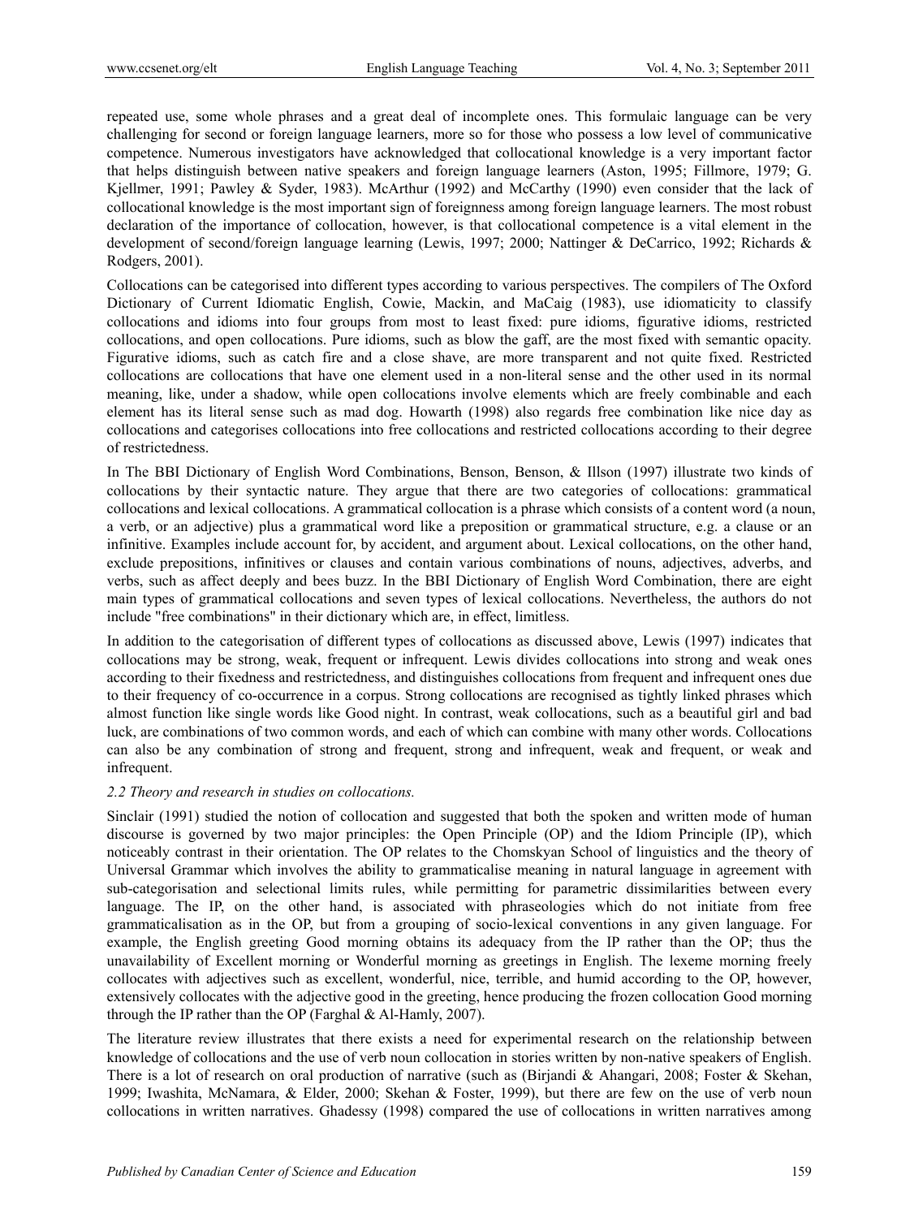repeated use, some whole phrases and a great deal of incomplete ones. This formulaic language can be very challenging for second or foreign language learners, more so for those who possess a low level of communicative competence. Numerous investigators have acknowledged that collocational knowledge is a very important factor that helps distinguish between native speakers and foreign language learners (Aston, 1995; Fillmore, 1979; G. Kjellmer, 1991; Pawley & Syder, 1983). McArthur (1992) and McCarthy (1990) even consider that the lack of collocational knowledge is the most important sign of foreignness among foreign language learners. The most robust declaration of the importance of collocation, however, is that collocational competence is a vital element in the development of second/foreign language learning (Lewis, 1997; 2000; Nattinger & DeCarrico, 1992; Richards & Rodgers, 2001).

Collocations can be categorised into different types according to various perspectives. The compilers of The Oxford Dictionary of Current Idiomatic English, Cowie, Mackin, and MaCaig (1983), use idiomaticity to classify collocations and idioms into four groups from most to least fixed: pure idioms, figurative idioms, restricted collocations, and open collocations. Pure idioms, such as blow the gaff, are the most fixed with semantic opacity. Figurative idioms, such as catch fire and a close shave, are more transparent and not quite fixed. Restricted collocations are collocations that have one element used in a non-literal sense and the other used in its normal meaning, like, under a shadow, while open collocations involve elements which are freely combinable and each element has its literal sense such as mad dog. Howarth (1998) also regards free combination like nice day as collocations and categorises collocations into free collocations and restricted collocations according to their degree of restrictedness.

In The BBI Dictionary of English Word Combinations, Benson, Benson, & Illson (1997) illustrate two kinds of collocations by their syntactic nature. They argue that there are two categories of collocations: grammatical collocations and lexical collocations. A grammatical collocation is a phrase which consists of a content word (a noun, a verb, or an adjective) plus a grammatical word like a preposition or grammatical structure, e.g. a clause or an infinitive. Examples include account for, by accident, and argument about. Lexical collocations, on the other hand, exclude prepositions, infinitives or clauses and contain various combinations of nouns, adjectives, adverbs, and verbs, such as affect deeply and bees buzz. In the BBI Dictionary of English Word Combination, there are eight main types of grammatical collocations and seven types of lexical collocations. Nevertheless, the authors do not include "free combinations" in their dictionary which are, in effect, limitless.

In addition to the categorisation of different types of collocations as discussed above, Lewis (1997) indicates that collocations may be strong, weak, frequent or infrequent. Lewis divides collocations into strong and weak ones according to their fixedness and restrictedness, and distinguishes collocations from frequent and infrequent ones due to their frequency of co-occurrence in a corpus. Strong collocations are recognised as tightly linked phrases which almost function like single words like Good night. In contrast, weak collocations, such as a beautiful girl and bad luck, are combinations of two common words, and each of which can combine with many other words. Collocations can also be any combination of strong and frequent, strong and infrequent, weak and frequent, or weak and infrequent.

### *2.2 Theory and research in studies on collocations.*

Sinclair (1991) studied the notion of collocation and suggested that both the spoken and written mode of human discourse is governed by two major principles: the Open Principle (OP) and the Idiom Principle (IP), which noticeably contrast in their orientation. The OP relates to the Chomskyan School of linguistics and the theory of Universal Grammar which involves the ability to grammaticalise meaning in natural language in agreement with sub-categorisation and selectional limits rules, while permitting for parametric dissimilarities between every language. The IP, on the other hand, is associated with phraseologies which do not initiate from free grammaticalisation as in the OP, but from a grouping of socio-lexical conventions in any given language. For example, the English greeting Good morning obtains its adequacy from the IP rather than the OP; thus the unavailability of Excellent morning or Wonderful morning as greetings in English. The lexeme morning freely collocates with adjectives such as excellent, wonderful, nice, terrible, and humid according to the OP, however, extensively collocates with the adjective good in the greeting, hence producing the frozen collocation Good morning through the IP rather than the OP (Farghal & Al-Hamly, 2007).

The literature review illustrates that there exists a need for experimental research on the relationship between knowledge of collocations and the use of verb noun collocation in stories written by non-native speakers of English. There is a lot of research on oral production of narrative (such as (Birjandi & Ahangari, 2008; Foster & Skehan, 1999; Iwashita, McNamara, & Elder, 2000; Skehan & Foster, 1999), but there are few on the use of verb noun collocations in written narratives. Ghadessy (1998) compared the use of collocations in written narratives among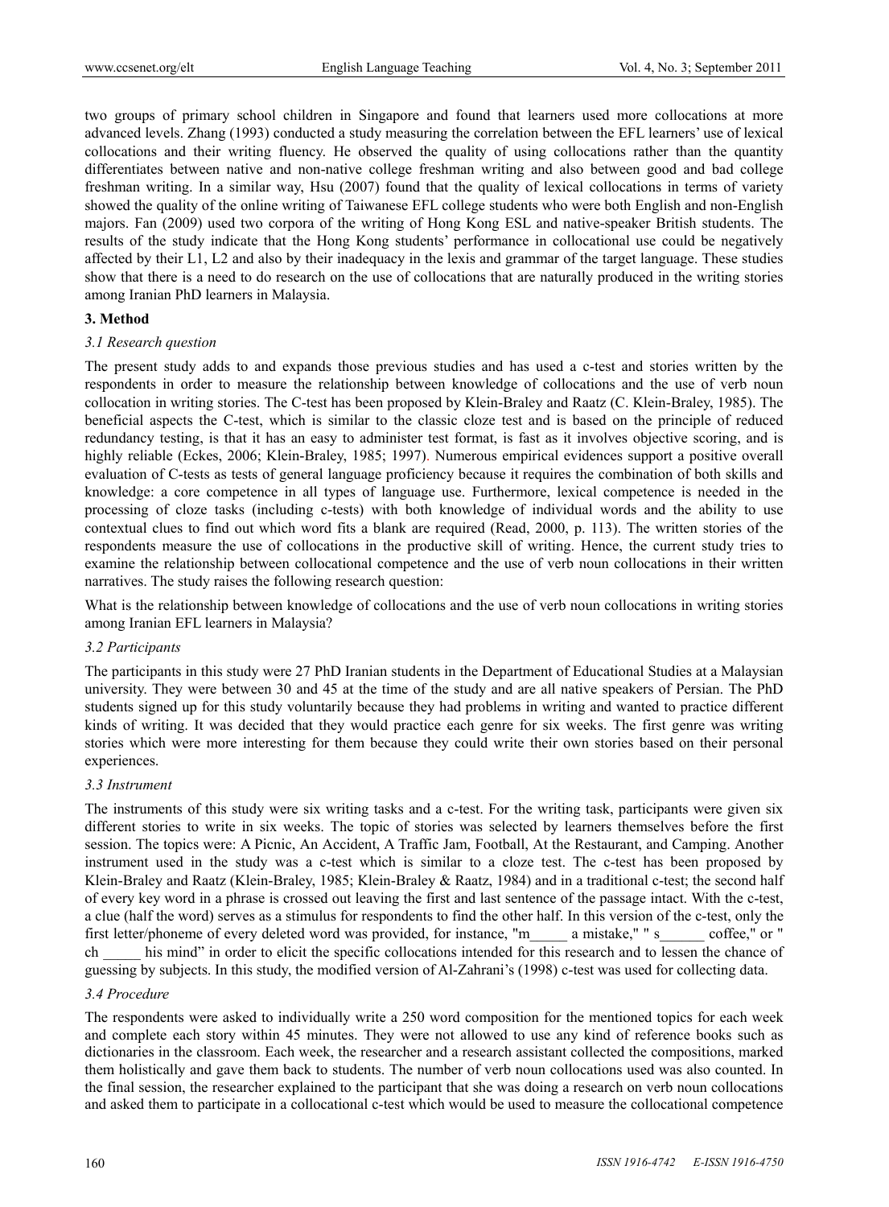two groups of primary school children in Singapore and found that learners used more collocations at more advanced levels. Zhang (1993) conducted a study measuring the correlation between the EFL learners' use of lexical collocations and their writing fluency. He observed the quality of using collocations rather than the quantity differentiates between native and non-native college freshman writing and also between good and bad college freshman writing. In a similar way, Hsu (2007) found that the quality of lexical collocations in terms of variety showed the quality of the online writing of Taiwanese EFL college students who were both English and non-English majors. Fan (2009) used two corpora of the writing of Hong Kong ESL and native-speaker British students. The results of the study indicate that the Hong Kong students' performance in collocational use could be negatively affected by their L1, L2 and also by their inadequacy in the lexis and grammar of the target language. These studies show that there is a need to do research on the use of collocations that are naturally produced in the writing stories among Iranian PhD learners in Malaysia.

## 3. Method

### *3.1 Research question*

The present study adds to and expands those previous studies and has used a c-test and stories written by the respondents in order to measure the relationship between knowledge of collocations and the use of verb noun collocation in writing stories. The C-test has been proposed by Klein-Braley and Raatz (C. Klein-Braley, 1985). The beneficial aspects the C-test, which is similar to the classic cloze test and is based on the principle of reduced redundancy testing, is that it has an easy to administer test format, is fast as it involves objective scoring, and is highly reliable (Eckes, 2006; Klein-Braley, 1985; 1997). Numerous empirical evidences support a positive overall evaluation of C-tests as tests of general language proficiency because it requires the combination of both skills and knowledge: a core competence in all types of language use. Furthermore, lexical competence is needed in the processing of cloze tasks (including c-tests) with both knowledge of individual words and the ability to use contextual clues to find out which word fits a blank are required (Read, 2000, p. 113). The written stories of the respondents measure the use of collocations in the productive skill of writing. Hence, the current study tries to examine the relationship between collocational competence and the use of verb noun collocations in their written narratives. The study raises the following research question:

What is the relationship between knowledge of collocations and the use of verb noun collocations in writing stories among Iranian EFL learners in Malaysia?

### *3.2 Participants*

The participants in this study were 27 PhD Iranian students in the Department of Educational Studies at a Malaysian university. They were between 30 and 45 at the time of the study and are all native speakers of Persian. The PhD students signed up for this study voluntarily because they had problems in writing and wanted to practice different kinds of writing. It was decided that they would practice each genre for six weeks. The first genre was writing stories which were more interesting for them because they could write their own stories based on their personal experiences.

### *3.3 Instrument*

The instruments of this study were six writing tasks and a c-test. For the writing task, participants were given six different stories to write in six weeks. The topic of stories was selected by learners themselves before the first session. The topics were: A Picnic, An Accident, A Traffic Jam, Football, At the Restaurant, and Camping. Another instrument used in the study was a c-test which is similar to a cloze test. The c-test has been proposed by Klein-Braley and Raatz (Klein-Braley, 1985; Klein-Braley & Raatz, 1984) and in a traditional c-test; the second half of every key word in a phrase is crossed out leaving the first and last sentence of the passage intact. With the c-test, a clue (half the word) serves as a stimulus for respondents to find the other half. In this version of the c-test, only the first letter/phoneme of every deleted word was provided, for instance, "m_____ a mistake," " s______ coffee," or " ch _____ his mind" in order to elicit the specific collocations intended for this research and to lessen the chance of guessing by subjects. In this study, the modified version of Al-Zahrani's (1998) c-test was used for collecting data.

### *3.4 Procedure*

The respondents were asked to individually write a 250 word composition for the mentioned topics for each week and complete each story within 45 minutes. They were not allowed to use any kind of reference books such as dictionaries in the classroom. Each week, the researcher and a research assistant collected the compositions, marked them holistically and gave them back to students. The number of verb noun collocations used was also counted. In the final session, the researcher explained to the participant that she was doing a research on verb noun collocations and asked them to participate in a collocational c-test which would be used to measure the collocational competence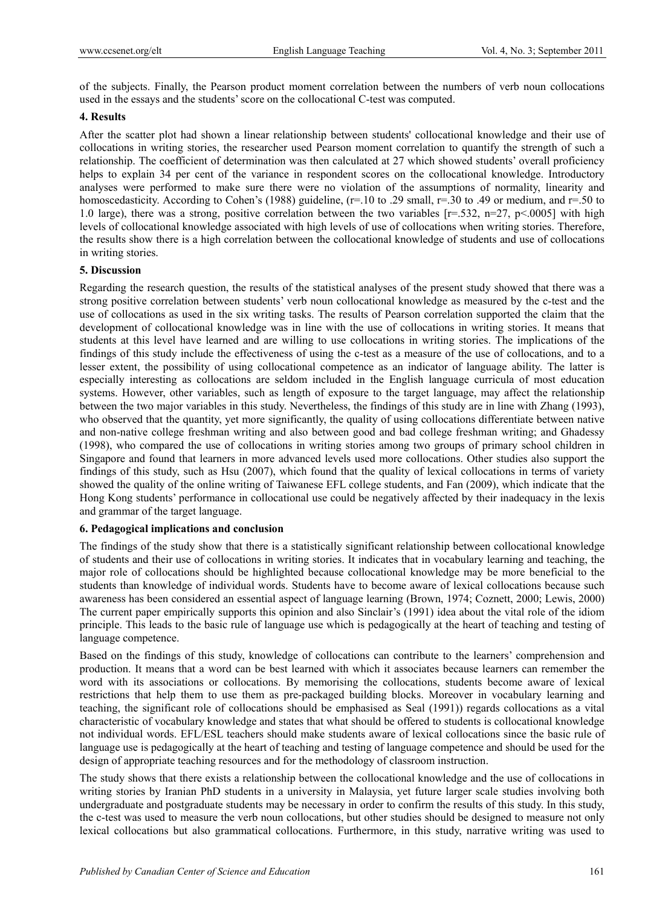of the subjects. Finally, the Pearson product moment correlation between the numbers of verb noun collocations used in the essays and the students' score on the collocational C-test was computed.

## 4. Results

After the scatter plot had shown a linear relationship between students' collocational knowledge and their use of collocations in writing stories, the researcher used Pearson moment correlation to quantify the strength of such a relationship. The coefficient of determination was then calculated at 27 which showed students' overall proficiency helps to explain 34 per cent of the variance in respondent scores on the collocational knowledge. Introductory analyses were performed to make sure there were no violation of the assumptions of normality, linearity and homoscedasticity. According to Cohen's (1988) guideline, ($r$=.10 to .29 small, $r$=.30 to .49 or medium, and $r$=.50 to 1.0 large), there was a strong, positive correlation between the two variables [$r$=.532, $n$=27, $p$<.0005] with high levels of collocational knowledge associated with high levels of use of collocations when writing stories. Therefore, the results show there is a high correlation between the collocational knowledge of students and use of collocations in writing stories.

## 5. Discussion

Regarding the research question, the results of the statistical analyses of the present study showed that there was a strong positive correlation between students' verb noun collocational knowledge as measured by the c-test and the use of collocations as used in the six writing tasks. The results of Pearson correlation supported the claim that the development of collocational knowledge was in line with the use of collocations in writing stories. It means that students at this level have learned and are willing to use collocations in writing stories. The implications of the findings of this study include the effectiveness of using the c-test as a measure of the use of collocations, and to a lesser extent, the possibility of using collocational competence as an indicator of language ability. The latter is especially interesting as collocations are seldom included in the English language curricula of most education systems. However, other variables, such as length of exposure to the target language, may affect the relationship between the two major variables in this study. Nevertheless, the findings of this study are in line with Zhang (1993), who observed that the quantity, yet more significantly, the quality of using collocations differentiate between native and non-native college freshman writing and also between good and bad college freshman writing; and Ghadessy (1998), who compared the use of collocations in writing stories among two groups of primary school children in Singapore and found that learners in more advanced levels used more collocations. Other studies also support the findings of this study, such as Hsu (2007), which found that the quality of lexical collocations in terms of variety showed the quality of the online writing of Taiwanese EFL college students, and Fan (2009), which indicate that the Hong Kong students' performance in collocational use could be negatively affected by their inadequacy in the lexis and grammar of the target language.

## 6. Pedagogical implications and conclusion

The findings of the study show that there is a statistically significant relationship between collocational knowledge of students and their use of collocations in writing stories. It indicates that in vocabulary learning and teaching, the major role of collocations should be highlighted because collocational knowledge may be more beneficial to the students than knowledge of individual words. Students have to become aware of lexical collocations because such awareness has been considered an essential aspect of language learning (Brown, 1974; Coznett, 2000; Lewis, 2000) The current paper empirically supports this opinion and also Sinclair's (1991) idea about the vital role of the idiom principle. This leads to the basic rule of language use which is pedagogically at the heart of teaching and testing of language competence.

Based on the findings of this study, knowledge of collocations can contribute to the learners' comprehension and production. It means that a word can be best learned with which it associates because learners can remember the word with its associations or collocations. By memorising the collocations, students become aware of lexical restrictions that help them to use them as pre-packaged building blocks. Moreover in vocabulary learning and teaching, the significant role of collocations should be emphasised as Seal (1991)) regards collocations as a vital characteristic of vocabulary knowledge and states that what should be offered to students is collocational knowledge not individual words. EFL/ESL teachers should make students aware of lexical collocations since the basic rule of language use is pedagogically at the heart of teaching and testing of language competence and should be used for the design of appropriate teaching resources and for the methodology of classroom instruction.

The study shows that there exists a relationship between the collocational knowledge and the use of collocations in writing stories by Iranian PhD students in a university in Malaysia, yet future larger scale studies involving both undergraduate and postgraduate students may be necessary in order to confirm the results of this study. In this study, the c-test was used to measure the verb noun collocations, but other studies should be designed to measure not only lexical collocations but also grammatical collocations. Furthermore, in this study, narrative writing was used to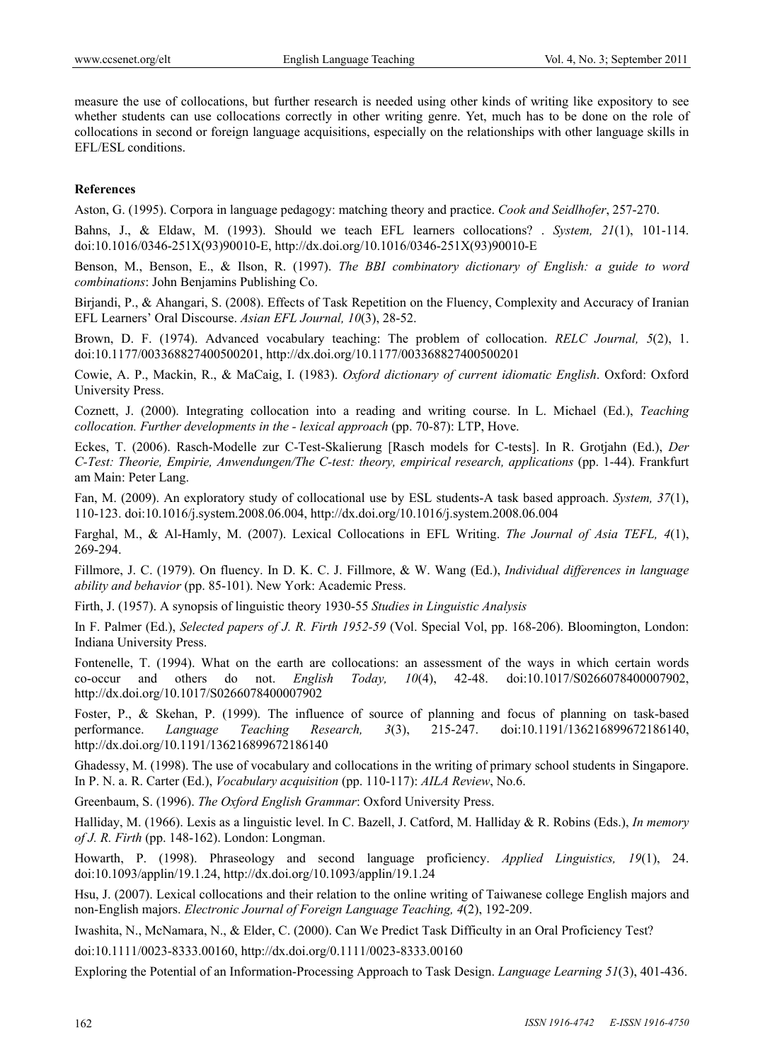measure the use of collocations, but further research is needed using other kinds of writing like expository to see whether students can use collocations correctly in other writing genre. Yet, much has to be done on the role of collocations in second or foreign language acquisitions, especially on the relationships with other language skills in EFL/ESL conditions.

**References**

Aston, G. (1995). Corpora in language pedagogy: matching theory and practice. *Cook and Seidlhofer*, 257-270.

Bahns, J., & Eldaw, M. (1993). Should we teach EFL learners collocations? . *System, 21*(1), 101-114. doi:10.1016/0346-251X(93)90010-E, http://dx.doi.org/10.1016/0346-251X(93)90010-E

Benson, M., Benson, E., & Ilson, R. (1997). *The BBI combinatory dictionary of English: a guide to word combinations*: John Benjamins Publishing Co.

Birjandi, P., & Ahangari, S. (2008). Effects of Task Repetition on the Fluency, Complexity and Accuracy of Iranian EFL Learners' Oral Discourse. *Asian EFL Journal, 10*(3), 28-52.

Brown, D. F. (1974). Advanced vocabulary teaching: The problem of collocation. *RELC Journal, 5*(2), 1. doi:10.1177/003368827400500201, http://dx.doi.org/10.1177/003368827400500201

Cowie, A. P., Mackin, R., & MaCaig, I. (1983). *Oxford dictionary of current idiomatic English*. Oxford: Oxford University Press.

Coznett, J. (2000). Integrating collocation into a reading and writing course. In L. Michael (Ed.), *Teaching collocation. Further developments in the - lexical approach* (pp. 70-87): LTP, Hove.

Eckes, T. (2006). Rasch-Modelle zur C-Test-Skalierung [Rasch models for C-tests]. In R. Grotjahn (Ed.), *Der C-Test: Theorie, Empirie, Anwendungen/The C-test: theory, empirical research, applications* (pp. 1-44). Frankfurt am Main: Peter Lang.

Fan, M. (2009). An exploratory study of collocational use by ESL students-A task based approach. *System, 37*(1), 110-123. doi:10.1016/j.system.2008.06.004, http://dx.doi.org/10.1016/j.system.2008.06.004

Farghal, M., & Al-Hamly, M. (2007). Lexical Collocations in EFL Writing. *The Journal of Asia TEFL, 4*(1), 269-294.

Fillmore, J. C. (1979). On fluency. In D. K. C. J. Fillmore, & W. Wang (Ed.), *Individual differences in language ability and behavior* (pp. 85-101). New York: Academic Press.

Firth, J. (1957). A synopsis of linguistic theory 1930-55 *Studies in Linguistic Analysis*

In F. Palmer (Ed.), *Selected papers of J. R. Firth 1952-59* (Vol. Special Vol, pp. 168-206). Bloomington, London: Indiana University Press.

Fontenelle, T. (1994). What on the earth are collocations: an assessment of the ways in which certain words co-occur and others do not. *English Today, 10*(4), 42-48. doi:10.1017/S0266078400007902, http://dx.doi.org/10.1017/S0266078400007902

Foster, P., & Skehan, P. (1999). The influence of source of planning and focus of planning on task-based performance. *Language Teaching Research, 3*(3), 215-247. doi:10.1191/136216899672186140, http://dx.doi.org/10.1191/136216899672186140

Ghadessy, M. (1998). The use of vocabulary and collocations in the writing of primary school students in Singapore. In P. N. a. R. Carter (Ed.), *Vocabulary acquisition* (pp. 110-117): *AILA Review*, No.6.

Greenbaum, S. (1996). *The Oxford English Grammar*: Oxford University Press.

Halliday, M. (1966). Lexis as a linguistic level. In C. Bazell, J. Catford, M. Halliday & R. Robins (Eds.), *In memory of J. R. Firth* (pp. 148-162). London: Longman.

Howarth, P. (1998). Phraseology and second language proficiency. *Applied Linguistics, 19*(1), 24. doi:10.1093/applin/19.1.24, http://dx.doi.org/10.1093/applin/19.1.24

Hsu, J. (2007). Lexical collocations and their relation to the online writing of Taiwanese college English majors and non-English majors. *Electronic Journal of Foreign Language Teaching, 4*(2), 192-209.

Iwashita, N., McNamara, N., & Elder, C. (2000). Can We Predict Task Difficulty in an Oral Proficiency Test?

doi:10.1111/0023-8333.00160, http://dx.doi.org/0.1111/0023-8333.00160

Exploring the Potential of an Information-Processing Approach to Task Design. *Language Learning 51*(3), 401-436.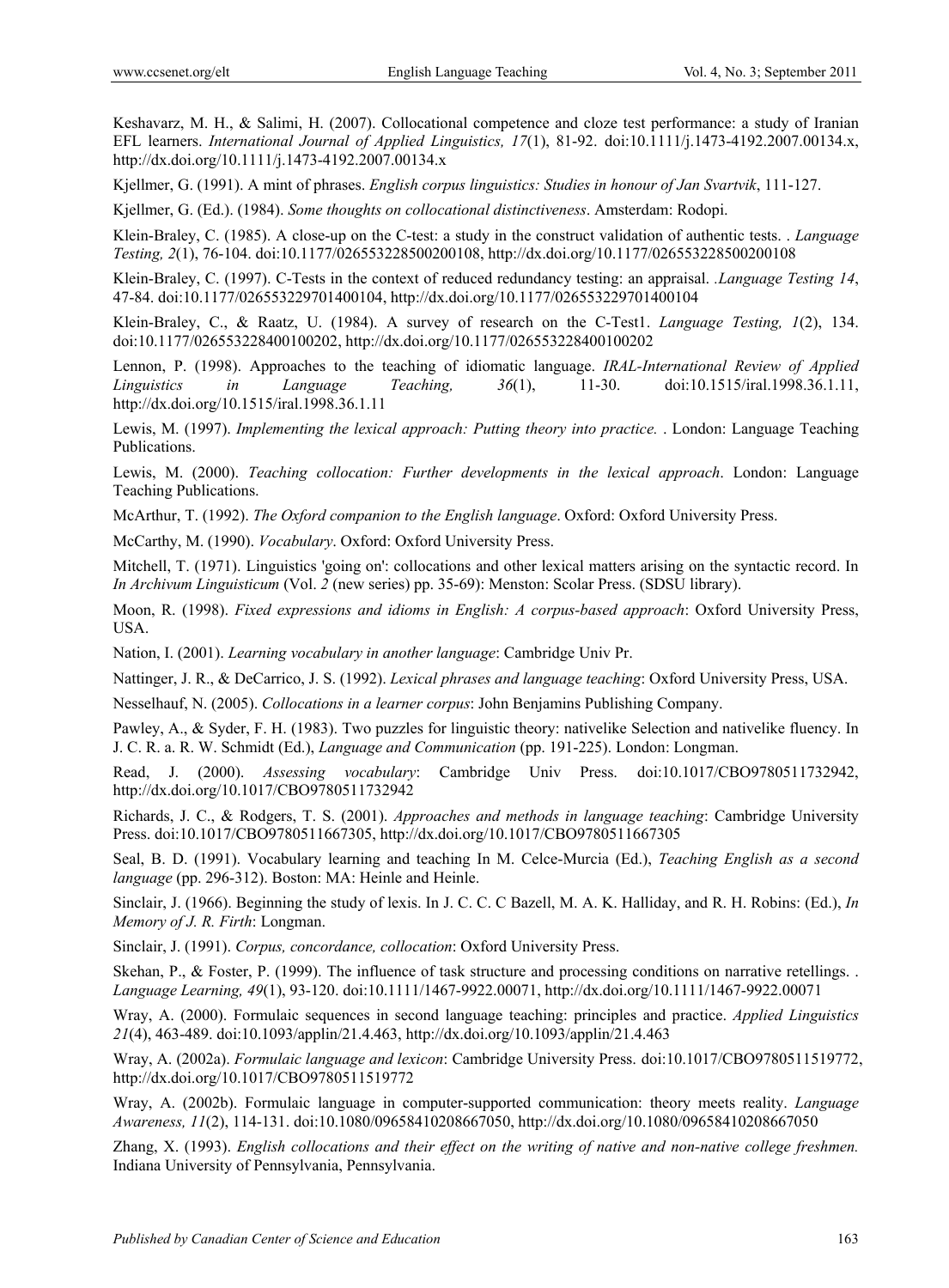Keshavarz, M. H., & Salimi, H. (2007). Collocational competence and cloze test performance: a study of Iranian EFL learners. *International Journal of Applied Linguistics, 17*(1), 81-92. doi:10.1111/j.1473-4192.2007.00134.x, http://dx.doi.org/10.1111/j.1473-4192.2007.00134.x

Kjellmer, G. (1991). A mint of phrases. *English corpus linguistics: Studies in honour of Jan Svartvik*, 111-127.

Kjellmer, G. (Ed.). (1984). *Some thoughts on collocational distinctiveness*. Amsterdam: Rodopi.

Klein-Braley, C. (1985). A close-up on the C-test: a study in the construct validation of authentic tests. . *Language Testing, 2*(1), 76-104. doi:10.1177/026553228500200108, http://dx.doi.org/10.1177/026553228500200108

Klein-Braley, C. (1997). C-Tests in the context of reduced redundancy testing: an appraisal. .*Language Testing 14*, 47-84. doi:10.1177/026553229701400104, http://dx.doi.org/10.1177/026553229701400104

Klein-Braley, C., & Raatz, U. (1984). A survey of research on the C-Test1. *Language Testing, 1*(2), 134. doi:10.1177/026553228400100202, http://dx.doi.org/10.1177/026553228400100202

Lennon, P. (1998). Approaches to the teaching of idiomatic language. *IRAL-International Review of Applied Linguistics in Language Teaching, 36*(1), 11-30. doi:10.1515/iral.1998.36.1.11, http://dx.doi.org/10.1515/iral.1998.36.1.11

Lewis, M. (1997). *Implementing the lexical approach: Putting theory into practice.* . London: Language Teaching Publications.

Lewis, M. (2000). *Teaching collocation: Further developments in the lexical approach*. London: Language Teaching Publications.

McArthur, T. (1992). *The Oxford companion to the English language*. Oxford: Oxford University Press.

McCarthy, M. (1990). *Vocabulary*. Oxford: Oxford University Press.

Mitchell, T. (1971). Linguistics 'going on': collocations and other lexical matters arising on the syntactic record. In *In Archivum Linguisticum* (Vol. *2* (new series) pp. 35-69): Menston: Scolar Press. (SDSU library).

Moon, R. (1998). *Fixed expressions and idioms in English: A corpus-based approach*: Oxford University Press, USA.

Nation, I. (2001). *Learning vocabulary in another language*: Cambridge Univ Pr.

Nattinger, J. R., & DeCarrico, J. S. (1992). *Lexical phrases and language teaching*: Oxford University Press, USA.

Nesselhauf, N. (2005). *Collocations in a learner corpus*: John Benjamins Publishing Company.

Pawley, A., & Syder, F. H. (1983). Two puzzles for linguistic theory: nativelike Selection and nativelike fluency. In J. C. R. a. R. W. Schmidt (Ed.), *Language and Communication* (pp. 191-225). London: Longman.

Read, J. (2000). *Assessing vocabulary*: Cambridge Univ Press. doi:10.1017/CBO9780511732942, http://dx.doi.org/10.1017/CBO9780511732942

Richards, J. C., & Rodgers, T. S. (2001). *Approaches and methods in language teaching*: Cambridge University Press. doi:10.1017/CBO9780511667305, http://dx.doi.org/10.1017/CBO9780511667305

Seal, B. D. (1991). Vocabulary learning and teaching In M. Celce-Murcia (Ed.), *Teaching English as a second language* (pp. 296-312). Boston: MA: Heinle and Heinle.

Sinclair, J. (1966). Beginning the study of lexis. In J. C. C. C Bazell, M. A. K. Halliday, and R. H. Robins: (Ed.), *In Memory of J. R. Firth*: Longman.

Sinclair, J. (1991). *Corpus, concordance, collocation*: Oxford University Press.

Skehan, P., & Foster, P. (1999). The influence of task structure and processing conditions on narrative retellings. . *Language Learning, 49*(1), 93-120. doi:10.1111/1467-9922.00071, http://dx.doi.org/10.1111/1467-9922.00071

Wray, A. (2000). Formulaic sequences in second language teaching: principles and practice. *Applied Linguistics 21*(4), 463-489. doi:10.1093/applin/21.4.463, http://dx.doi.org/10.1093/applin/21.4.463

Wray, A. (2002a). *Formulaic language and lexicon*: Cambridge University Press. doi:10.1017/CBO9780511519772, http://dx.doi.org/10.1017/CBO9780511519772

Wray, A. (2002b). Formulaic language in computer-supported communication: theory meets reality. *Language Awareness, 11*(2), 114-131. doi:10.1080/09658410208667050, http://dx.doi.org/10.1080/09658410208667050

Zhang, X. (1993). *English collocations and their effect on the writing of native and non-native college freshmen.* Indiana University of Pennsylvania, Pennsylvania.